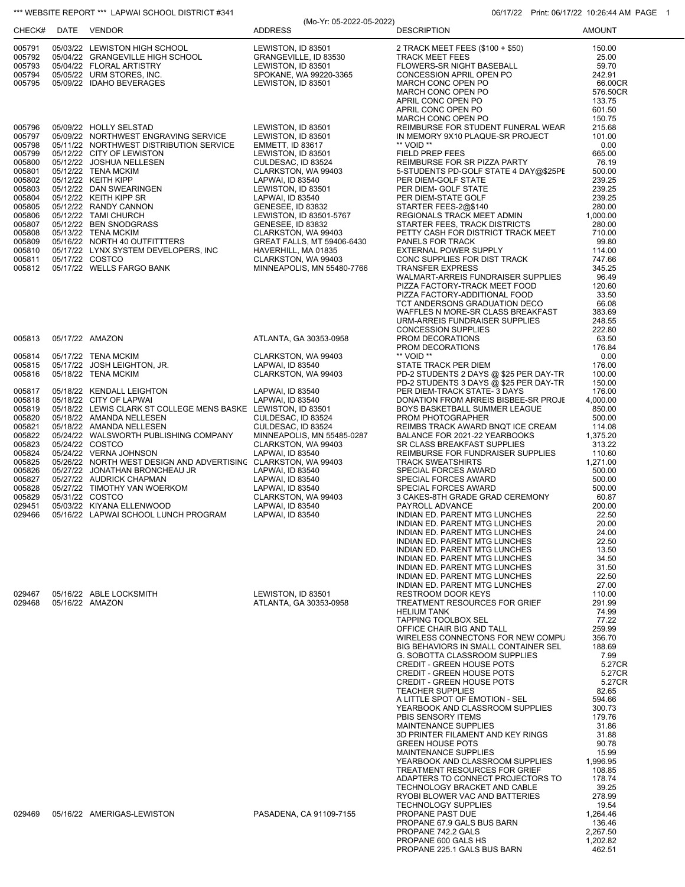*** WEBSITE REPORT *** LAPWAI SCHOOL DISTRICT #341

(Mo-Yr: 05-2022-05-2022)

06/17/22 Print: 06/17/22 10:26:44 AM PAGE 1

| CHECK# | DATE | VENDOR | ADDRESS | DESCRIPTION | AMOUNT |
|---|---|---|---|---|---|
| 005791 | 05/03/22 | LEWISTON HIGH SCHOOL | LEWISTON, ID 83501 | 2 TRACK MEET FEES ($100 + $50) | 150.00 |
| 005792 | 05/04/22 | GRANGEVILLE HIGH SCHOOL | GRANGEVILLE, ID 83530 | TRACK MEET FEES | 25.00 |
| 005793 | 05/04/22 | FLORAL ARTISTRY | LEWISTON, ID 83501 | FLOWERS-SR NIGHT BASEBALL | 59.70 |
| 005794 | 05/05/22 | URM STORES, INC. | SPOKANE, WA 99220-3365 | CONCESSION APRIL OPEN PO | 242.91 |
| 005795 | 05/09/22 | IDAHO BEVERAGES | LEWISTON, ID 83501 | MARCH CONC OPEN PO | 66.00CR |
| | | | | MARCH CONC OPEN PO | 576.50CR |
| | | | | APRIL CONC OPEN PO | 133.75 |
| | | | | APRIL CONC OPEN PO | 601.50 |
| | | | | MARCH CONC OPEN PO | 150.75 |
| 005796 | 05/09/22 | HOLLY SELSTAD | LEWISTON, ID 83501 | REIMBURSE FOR STUDENT FUNERAL WEAR | 215.68 |
| 005797 | 05/09/22 | NORTHWEST ENGRAVING SERVICE | LEWISTON, ID 83501 | IN MEMORY 9X10 PLAQUE-SR PROJECT | 101.00 |
| 005798 | 05/11/22 | NORTHWEST DISTRIBUTION SERVICE | EMMETT, ID 83617 | ** VOID ** | 0.00 |
| 005799 | 05/12/22 | CITY OF LEWISTON | LEWISTON, ID 83501 | FIELD PREP FEES | 665.00 |
| 005800 | 05/12/22 | JOSHUA NELLESEN | CULDESAC, ID 83524 | REIMBURSE FOR SR PIZZA PARTY | 76.19 |
| 005801 | 05/12/22 | TENA MCKIM | CLARKSTON, WA 99403 | 5-STUDENTS PD-GOLF STATE 4 DAY@$25PE | 500.00 |
| 005802 | 05/12/22 | KEITH KIPP | LAPWAI, ID 83540 | PER DIEM-GOLF STATE | 239.25 |
| 005803 | 05/12/22 | DAN SWEARINGEN | LEWISTON, ID 83501 | PER DIEM- GOLF STATE | 239.25 |
| 005804 | 05/12/22 | KEITH KIPP SR | LAPWAI, ID 83540 | PER DIEM-STATE GOLF | 239.25 |
| 005805 | 05/12/22 | RANDY CANNON | GENESEE, ID 83832 | STARTER FEES-2@$140 | 280.00 |
| 005806 | 05/12/22 | TAMI CHURCH | LEWISTON, ID 83501-5767 | REGIONALS TRACK MEET ADMIN | 1,000.00 |
| 005807 | 05/12/22 | BEN SNODGRASS | GENESEE, ID 83832 | STARTER FEES, TRACK DISTRICTS | 280.00 |
| 005808 | 05/13/22 | TENA MCKIM | CLARKSTON, WA 99403 | PETTY CASH FOR DISTRICT TRACK MEET | 710.00 |
| 005809 | 05/16/22 | NORTH 40 OUTFITTTERS | GREAT FALLS, MT 59406-6430 | PANELS FOR TRACK | 99.80 |
| 005810 | 05/17/22 | LYNX SYSTEM DEVELOPERS, INC | HAVERHILL, MA 01835 | EXTERNAL POWER SUPPLY | 114.00 |
| 005811 | 05/17/22 | COSTCO | CLARKSTON, WA 99403 | CONC SUPPLIES FOR DIST TRACK | 747.66 |
| 005812 | 05/17/22 | WELLS FARGO BANK | MINNEAPOLIS, MN 55480-7766 | TRANSFER EXPRESS | 345.25 |
| | | | | WALMART-ARREIS FUNDRAISER SUPPLIES | 96.49 |
| | | | | PIZZA FACTORY-TRACK MEET FOOD | 120.60 |
| | | | | PIZZA FACTORY-ADDITIONAL FOOD | 33.50 |
| | | | | TCT ANDERSONS GRADUATION DECO | 66.08 |
| | | | | WAFFLES N MORE-SR CLASS BREAKFAST | 383.69 |
| | | | | URM-ARREIS FUNDRAISER SUPPLIES | 248.55 |
| | | | | CONCESSION SUPPLIES | 222.80 |
| 005813 | 05/17/22 | AMAZON | ATLANTA, GA 30353-0958 | PROM DECORATIONS | 63.50 |
| | | | | PROM DECORATIONS | 176.84 |
| 005814 | 05/17/22 | TENA MCKIM | CLARKSTON, WA 99403 | ** VOID ** | 0.00 |
| 005815 | 05/17/22 | JOSH LEIGHTON, JR. | LAPWAI, ID 83540 | STATE TRACK PER DIEM | 176.00 |
| 005816 | 05/18/22 | TENA MCKIM | CLARKSTON, WA 99403 | PD-2 STUDENTS 2 DAYS @ $25 PER DAY-TR | 100.00 |
| | | | | PD-2 STUDENTS 3 DAYS @ $25 PER DAY-TR | 150.00 |
| 005817 | 05/18/22 | KENDALL LEIGHTON | LAPWAI, ID 83540 | PER DIEM-TRACK STATE- 3 DAYS | 176.00 |
| 005818 | 05/18/22 | CITY OF LAPWAI | LAPWAI, ID 83540 | DONATION FROM ARREIS BISBEE-SR PROJE | 4,000.00 |
| 005819 | 05/18/22 | LEWIS CLARK ST COLLEGE MENS BASKE | LEWISTON, ID 83501 | BOYS BASKETBALL SUMMER LEAGUE | 850.00 |
| 005820 | 05/18/22 | AMANDA NELLESEN | CULDESAC, ID 83524 | PROM PHOTOGRAPHER | 500.00 |
| 005821 | 05/18/22 | AMANDA NELLESEN | CULDESAC, ID 83524 | REIMBS TRACK AWARD BNQT ICE CREAM | 114.08 |
| 005822 | 05/24/22 | WALSWORTH PUBLISHING COMPANY | MINNEAPOLIS, MN 55485-0287 | BALANCE FOR 2021-22 YEARBOOKS | 1,375.20 |
| 005823 | 05/24/22 | COSTCO | CLARKSTON, WA 99403 | SR CLASS BREAKFAST SUPPLIES | 313.22 |
| 005824 | 05/24/22 | VERNA JOHNSON | LAPWAI, ID 83540 | REIMBURSE FOR FUNDRAISER SUPPLIES | 110.60 |
| 005825 | 05/26/22 | NORTH WEST DESIGN AND ADVERTISING | CLARKSTON, WA 99403 | TRACK SWEATSHIRTS | 1,271.00 |
| 005826 | 05/27/22 | JONATHAN BRONCHEAU JR | LAPWAI, ID 83540 | SPECIAL FORCES AWARD | 500.00 |
| 005827 | 05/27/22 | AUDRICK CHAPMAN | LAPWAI, ID 83540 | SPECIAL FORCES AWARD | 500.00 |
| 005828 | 05/27/22 | TIMOTHY VAN WOERKOM | LAPWAI, ID 83540 | SPECIAL FORCES AWARD | 500.00 |
| 005829 | 05/31/22 | COSTCO | CLARKSTON, WA 99403 | 3 CAKES-8TH GRADE GRAD CEREMONY | 60.87 |
| 029451 | 05/03/22 | KIYANA ELLENWOOD | LAPWAI, ID 83540 | PAYROLL ADVANCE | 200.00 |
| 029466 | 05/16/22 | LAPWAI SCHOOL LUNCH PROGRAM | LAPWAI, ID 83540 | INDIAN ED. PARENT MTG LUNCHES | 22.50 |
| | | | | INDIAN ED. PARENT MTG LUNCHES | 20.00 |
| | | | | INDIAN ED. PARENT MTG LUNCHES | 24.00 |
| | | | | INDIAN ED. PARENT MTG LUNCHES | 22.50 |
| | | | | INDIAN ED. PARENT MTG LUNCHES | 13.50 |
| | | | | INDIAN ED. PARENT MTG LUNCHES | 34.50 |
| | | | | INDIAN ED. PARENT MTG LUNCHES | 31.50 |
| | | | | INDIAN ED. PARENT MTG LUNCHES | 22.50 |
| | | | | INDIAN ED. PARENT MTG LUNCHES | 27.00 |
| 029467 | 05/16/22 | ABLE LOCKSMITH | LEWISTON, ID 83501 | RESTROOM DOOR KEYS | 110.00 |
| 029468 | 05/16/22 | AMAZON | ATLANTA, GA 30353-0958 | TREATMENT RESOURCES FOR GRIEF | 291.99 |
| | | | | HELIUM TANK | 74.99 |
| | | | | TAPPING TOOLBOX SEL | 77.22 |
| | | | | OFFICE CHAIR BIG AND TALL | 259.99 |
| | | | | WIRELESS CONNECTONS FOR NEW COMPU | 356.70 |
| | | | | BIG BEHAVIORS IN SMALL CONTAINER SEL | 188.69 |
| | | | | G. SOBOTTA CLASSROOM SUPPLIES | 7.99 |
| | | | | CREDIT - GREEN HOUSE POTS | 5.27CR |
| | | | | CREDIT - GREEN HOUSE POTS | 5.27CR |
| | | | | CREDIT - GREEN HOUSE POTS | 5.27CR |
| | | | | TEACHER SUPPLIES | 82.65 |
| | | | | A LITTLE SPOT OF EMOTION - SEL | 594.66 |
| | | | | YEARBOOK AND CLASSROOM SUPPLIES | 300.73 |
| | | | | PBIS SENSORY ITEMS | 179.76 |
| | | | | MAINTENANCE SUPPLIES | 31.86 |
| | | | | 3D PRINTER FILAMENT AND KEY RINGS | 31.88 |
| | | | | GREEN HOUSE POTS | 90.78 |
| | | | | MAINTENANCE SUPPLIES | 15.99 |
| | | | | YEARBOOK AND CLASSROOM SUPPLIES | 1,996.95 |
| | | | | TREATMENT RESOURCES FOR GRIEF | 108.85 |
| | | | | ADAPTERS TO CONNECT PROJECTORS TO | 178.74 |
| | | | | TECHNOLOGY BRACKET AND CABLE | 39.25 |
| | | | | RYOBI BLOWER VAC AND BATTERIES | 278.99 |
| | | | | TECHNOLOGY SUPPLIES | 19.54 |
| 029469 | 05/16/22 | AMERIGAS-LEWISTON | PASADENA, CA 91109-7155 | PROPANE PAST DUE | 1,264.46 |
| | | | | PROPANE 67.9 GALS BUS BARN | 136.46 |
| | | | | PROPANE 742.2 GALS | 2,267.50 |
| | | | | PROPANE 600 GALS HS | 1,202.82 |
| | | | | PROPANE 225.1 GALS BUS BARN | 462.51 |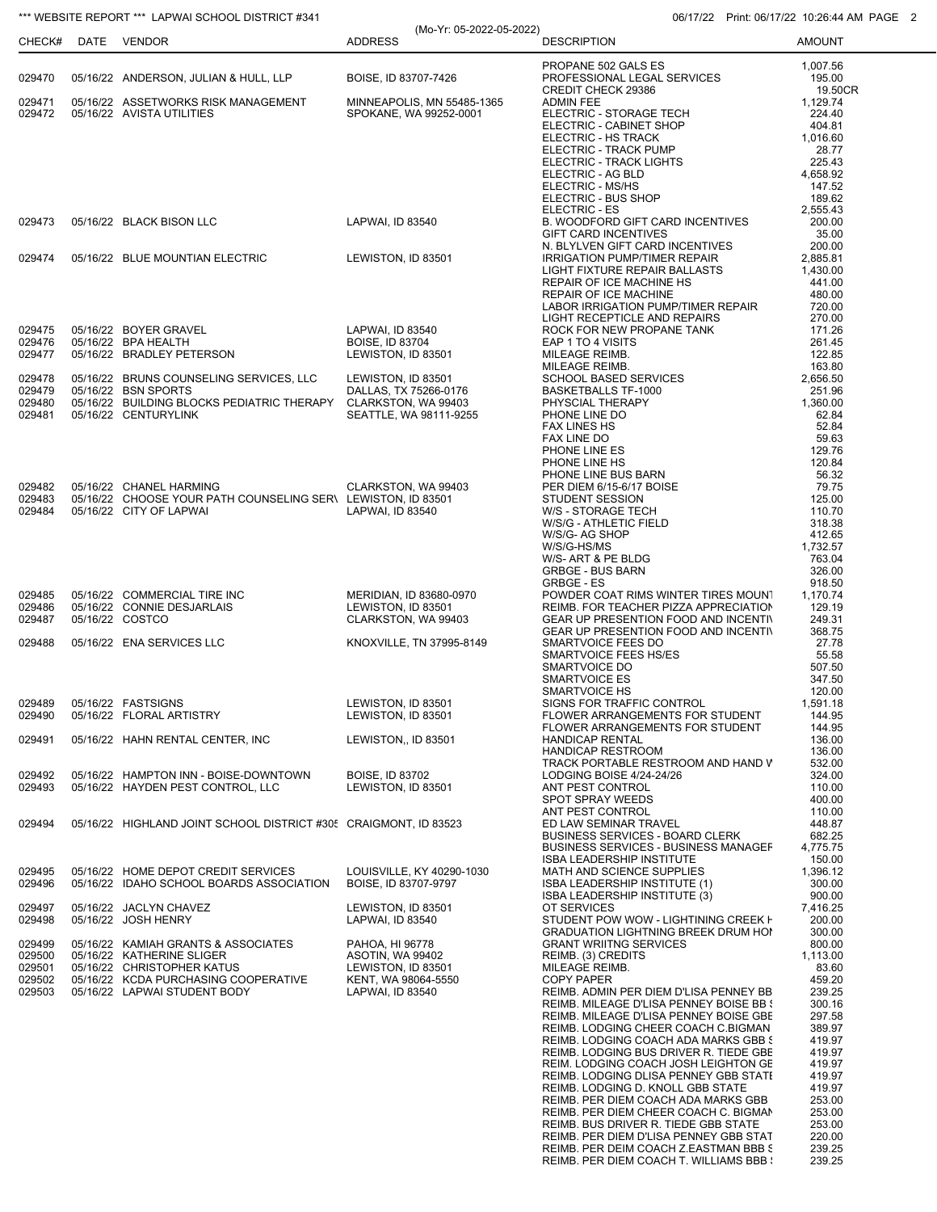*** WEBSITE REPORT *** LAPWAI SCHOOL DISTRICT #341 (Mo-Yr: 05-2022-05-2022)

| CHECK# | DATE | VENDOR | ADDRESS | DESCRIPTION | AMOUNT |
|---|---|---|---|---|---|
| | | | | PROPANE 502 GALS ES | 1,007.56 |
| 029470 | 05/16/22 | ANDERSON, JULIAN & HULL, LLP | BOISE, ID 83707-7426 | PROFESSIONAL LEGAL SERVICES | 195.00 |
| | | | | CREDIT CHECK 29386 | 19.50CR |
| 029471 | 05/16/22 | ASSETWORKS RISK MANAGEMENT | MINNEAPOLIS, MN 55485-1365 | ADMIN FEE | 1,129.74 |
| 029472 | 05/16/22 | AVISTA UTILITIES | SPOKANE, WA 99252-0001 | ELECTRIC - STORAGE TECH | 224.40 |
| | | | | ELECTRIC - CABINET SHOP | 404.81 |
| | | | | ELECTRIC - HS TRACK | 1,016.60 |
| | | | | ELECTRIC - TRACK PUMP | 28.77 |
| | | | | ELECTRIC - TRACK LIGHTS | 225.43 |
| | | | | ELECTRIC - AG BLD | 4,658.92 |
| | | | | ELECTRIC - MS/HS | 147.52 |
| | | | | ELECTRIC - BUS SHOP | 189.62 |
| | | | | ELECTRIC - ES | 2,555.43 |
| 029473 | 05/16/22 | BLACK BISON LLC | LAPWAI, ID 83540 | B. WOODFORD GIFT CARD INCENTIVES | 200.00 |
| | | | | GIFT CARD INCENTIVES | 35.00 |
| | | | | N. BLYLVEN GIFT CARD INCENTIVES | 200.00 |
| 029474 | 05/16/22 | BLUE MOUNTIAN ELECTRIC | LEWISTON, ID 83501 | IRRIGATION PUMP/TIMER REPAIR | 2,885.81 |
| | | | | LIGHT FIXTURE REPAIR BALLASTS | 1,430.00 |
| | | | | REPAIR OF ICE MACHINE HS | 441.00 |
| | | | | REPAIR OF ICE MACHINE | 480.00 |
| | | | | LABOR IRRIGATION PUMP/TIMER REPAIR | 720.00 |
| | | | | LIGHT RECEPTICLE AND REPAIRS | 270.00 |
| 029475 | 05/16/22 | BOYER GRAVEL | LAPWAI, ID 83540 | ROCK FOR NEW PROPANE TANK | 171.26 |
| 029476 | 05/16/22 | BPA HEALTH | BOISE, ID 83704 | EAP 1 TO 4 VISITS | 261.45 |
| 029477 | 05/16/22 | BRADLEY PETERSON | LEWISTON, ID 83501 | MILEAGE REIMB. | 122.85 |
| | | | | MILEAGE REIMB. | 163.80 |
| 029478 | 05/16/22 | BRUNS COUNSELING SERVICES, LLC | LEWISTON, ID 83501 | SCHOOL BASED SERVICES | 2,656.50 |
| 029479 | 05/16/22 | BSN SPORTS | DALLAS, TX 75266-0176 | BASKETBALLS TF-1000 | 251.96 |
| 029480 | 05/16/22 | BUILDING BLOCKS PEDIATRIC THERAPY | CLARKSTON, WA 99403 | PHYSCIAL THERAPY | 1,360.00 |
| 029481 | 05/16/22 | CENTURYLINK | SEATTLE, WA 98111-9255 | PHONE LINE DO | 62.84 |
| | | | | FAX LINES HS | 52.84 |
| | | | | FAX LINE DO | 59.63 |
| | | | | PHONE LINE ES | 129.76 |
| | | | | PHONE LINE HS | 120.84 |
| | | | | PHONE LINE BUS BARN | 56.32 |
| 029482 | 05/16/22 | CHANEL HARMING | CLARKSTON, WA 99403 | PER DIEM 6/15-6/17 BOISE | 79.75 |
| 029483 | 05/16/22 | CHOOSE YOUR PATH COUNSELING SER\ | LEWISTON, ID 83501 | STUDENT SESSION | 125.00 |
| 029484 | 05/16/22 | CITY OF LAPWAI | LAPWAI, ID 83540 | W/S - STORAGE TECH | 110.70 |
| | | | | W/S/G - ATHLETIC FIELD | 318.38 |
| | | | | W/S/G- AG SHOP | 412.65 |
| | | | | W/S/G-HS/MS | 1,732.57 |
| | | | | W/S- ART & PE BLDG | 763.04 |
| | | | | GRBGE - BUS BARN | 326.00 |
| | | | | GRBGE - ES | 918.50 |
| 029485 | 05/16/22 | COMMERCIAL TIRE INC | MERIDIAN, ID 83680-0970 | POWDER COAT RIMS WINTER TIRES MOUNT | 1,170.74 |
| 029486 | 05/16/22 | CONNIE DESJARLAIS | LEWISTON, ID 83501 | REIMB. FOR TEACHER PIZZA APPRECIATION | 129.19 |
| 029487 | 05/16/22 | COSTCO | CLARKSTON, WA 99403 | GEAR UP PRESENTION FOOD AND INCENTIV | 249.31 |
| | | | | GEAR UP PRESENTION FOOD AND INCENTIV | 368.75 |
| 029488 | 05/16/22 | ENA SERVICES LLC | KNOXVILLE, TN 37995-8149 | SMARTVOICE FEES DO | 27.78 |
| | | | | SMARTVOICE FEES HS/ES | 55.58 |
| | | | | SMARTVOICE DO | 507.50 |
| | | | | SMARTVOICE ES | 347.50 |
| | | | | SMARTVOICE HS | 120.00 |
| 029489 | 05/16/22 | FASTSIGNS | LEWISTON, ID 83501 | SIGNS FOR TRAFFIC CONTROL | 1,591.18 |
| 029490 | 05/16/22 | FLORAL ARTISTRY | LEWISTON, ID 83501 | FLOWER ARRANGEMENTS FOR STUDENT | 144.95 |
| | | | | FLOWER ARRANGEMENTS FOR STUDENT | 144.95 |
| 029491 | 05/16/22 | HAHN RENTAL CENTER, INC | LEWISTON,, ID 83501 | HANDICAP RENTAL | 136.00 |
| | | | | HANDICAP RESTROOM | 136.00 |
| | | | | TRACK PORTABLE RESTROOM AND HAND W | 532.00 |
| 029492 | 05/16/22 | HAMPTON INN - BOISE-DOWNTOWN | BOISE, ID 83702 | LODGING BOISE 4/24-24/26 | 324.00 |
| 029493 | 05/16/22 | HAYDEN PEST CONTROL, LLC | LEWISTON, ID 83501 | ANT PEST CONTROL | 110.00 |
| | | | | SPOT SPRAY WEEDS | 400.00 |
| | | | | ANT PEST CONTROL | 110.00 |
| 029494 | 05/16/22 | HIGHLAND JOINT SCHOOL DISTRICT #305 | CRAIGMONT, ID 83523 | ED LAW SEMINAR TRAVEL | 448.87 |
| | | | | BUSINESS SERVICES - BOARD CLERK | 682.25 |
| | | | | BUSINESS SERVICES - BUSINESS MANAGEF | 4,775.75 |
| | | | | ISBA LEADERSHIP INSTITUTE | 150.00 |
| 029495 | 05/16/22 | HOME DEPOT CREDIT SERVICES | LOUISVILLE, KY 40290-1030 | MATH AND SCIENCE SUPPLIES | 1,396.12 |
| 029496 | 05/16/22 | IDAHO SCHOOL BOARDS ASSOCIATION | BOISE, ID 83707-9797 | ISBA LEADERSHIP INSTITUTE (1) | 300.00 |
| | | | | ISBA LEADERSHIP INSTITUTE (3) | 900.00 |
| 029497 | 05/16/22 | JACLYN CHAVEZ | LEWISTON, ID 83501 | OT SERVICES | 7,416.25 |
| 029498 | 05/16/22 | JOSH HENRY | LAPWAI, ID 83540 | STUDENT POW WOW - LIGHTINING CREEK H | 200.00 |
| | | | | GRADUATION LIGHTNING BREEK DRUM HOI | 300.00 |
| 029499 | 05/16/22 | KAMIAH GRANTS & ASSOCIATES | PAHOA, HI 96778 | GRANT WRIITNG SERVICES | 800.00 |
| 029500 | 05/16/22 | KATHERINE SLIGER | ASOTIN, WA 99402 | REIMB. (3) CREDITS | 1,113.00 |
| 029501 | 05/16/22 | CHRISTOPHER KATUS | LEWISTON, ID 83501 | MILEAGE REIMB. | 83.60 |
| 029502 | 05/16/22 | KCDA PURCHASING COOPERATIVE | KENT, WA 98064-5550 | COPY PAPER | 459.20 |
| 029503 | 05/16/22 | LAPWAI STUDENT BODY | LAPWAI, ID 83540 | REIMB. ADMIN PER DIEM D'LISA PENNEY BB | 239.25 |
| | | | | REIMB. MILEAGE D'LISA PENNEY BOISE BB S | 300.16 |
| | | | | REIMB. MILEAGE D'LISA PENNEY BOISE GBE | 297.58 |
| | | | | REIMB. LODGING CHEER COACH C.BIGMAN | 389.97 |
| | | | | REIMB. LODGING COACH ADA MARKS GBB S | 419.97 |
| | | | | REIMB. LODGING BUS DRIVER R. TIEDE GBE | 419.97 |
| | | | | REIM. LODGING COACH JOSH LEIGHTON GE | 419.97 |
| | | | | REIMB. LODGING DLISA PENNEY GBB STATE | 419.97 |
| | | | | REIMB. LODGING D. KNOLL GBB STATE | 419.97 |
| | | | | REIMB. PER DIEM COACH ADA MARKS GBB | 253.00 |
| | | | | REIMB. PER DIEM CHEER COACH C. BIGMAN | 253.00 |
| | | | | REIMB. BUS DRIVER R. TIEDE GBB STATE | 253.00 |
| | | | | REIMB. PER DIEM D'LISA PENNEY GBB STAT | 220.00 |
| | | | | REIMB. PER DEIM COACH Z.EASTMAN BBB S | 239.25 |
| | | | | REIMB. PER DIEM COACH T. WILLIAMS BBB S | 239.25 |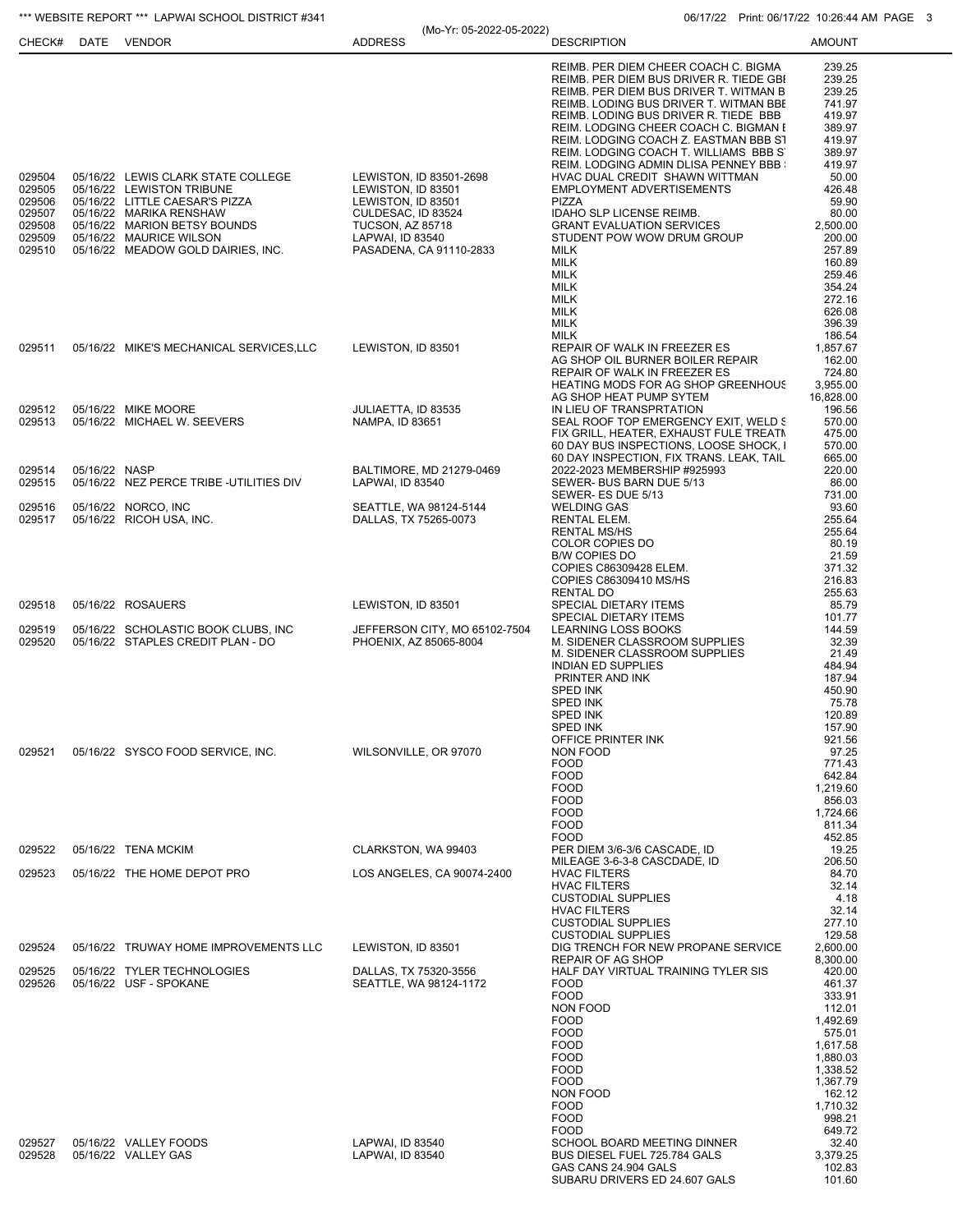| CHECK# | DATE | VENDOR | ADDRESS | DESCRIPTION | AMOUNT |
|---|---|---|---|---|---|
| | | | | REIMB. PER DIEM CHEER COACH C. BIGMA | 239.25 |
| | | | | REIMB. PER DIEM BUS DRIVER R. TIEDE GBI | 239.25 |
| | | | | REIMB. PER DIEM BUS DRIVER T. WITMAN B | 239.25 |
| | | | | REIMB. LODING BUS DRIVER T. WITMAN BBE | 741.97 |
| | | | | REIMB. LODING BUS DRIVER R. TIEDE BBB | 419.97 |
| | | | | REIM. LODGING CHEER COACH C. BIGMAN E | 389.97 |
| | | | | REIM. LODGING COACH Z. EASTMAN BBB ST | 419.97 |
| | | | | REIM. LODGING COACH T. WILLIAMS BBB S | 389.97 |
| | | | | REIM. LODGING ADMIN DLISA PENNEY BBB : | 419.97 |
| 029504 | 05/16/22 | LEWIS CLARK STATE COLLEGE | LEWISTON, ID 83501-2698 | HVAC DUAL CREDIT SHAWN WITTMAN | 50.00 |
| 029505 | 05/16/22 | LEWISTON TRIBUNE | LEWISTON, ID 83501 | EMPLOYMENT ADVERTISEMENTS | 426.48 |
| 029506 | 05/16/22 | LITTLE CAESAR'S PIZZA | LEWISTON, ID 83501 | PIZZA | 59.90 |
| 029507 | 05/16/22 | MARIKA RENSHAW | CULDESAC, ID 83524 | IDAHO SLP LICENSE REIMB. | 80.00 |
| 029508 | 05/16/22 | MARION BETSY BOUNDS | TUCSON, AZ 85718 | GRANT EVALUATION SERVICES | 2,500.00 |
| 029509 | 05/16/22 | MAURICE WILSON | LAPWAI, ID 83540 | STUDENT POW WOW DRUM GROUP | 200.00 |
| 029510 | 05/16/22 | MEADOW GOLD DAIRIES, INC. | PASADENA, CA 91110-2833 | MILK | 257.89 |
| | | | | MILK | 160.89 |
| | | | | MILK | 259.46 |
| | | | | MILK | 354.24 |
| | | | | MILK | 272.16 |
| | | | | MILK | 626.08 |
| | | | | MILK | 396.39 |
| | | | | MILK | 186.54 |
| 029511 | 05/16/22 | MIKE'S MECHANICAL SERVICES,LLC | LEWISTON, ID 83501 | REPAIR OF WALK IN FREEZER ES | 1,857.67 |
| | | | | AG SHOP OIL BURNER BOILER REPAIR | 162.00 |
| | | | | REPAIR OF WALK IN FREEZER ES | 724.80 |
| | | | | HEATING MODS FOR AG SHOP GREENHOUS | 3,955.00 |
| | | | | AG SHOP HEAT PUMP SYTEM | 16,828.00 |
| 029512 | 05/16/22 | MIKE MOORE | JULIAETTA, ID 83535 | IN LIEU OF TRANSPRTATION | 196.56 |
| 029513 | 05/16/22 | MICHAEL W. SEEVERS | NAMPA, ID 83651 | SEAL ROOF TOP EMERGENCY EXIT, WELD S | 570.00 |
| | | | | FIX GRILL, HEATER, EXHAUST FULE TREATM | 475.00 |
| | | | | 60 DAY BUS INSPECTIONS, LOOSE SHOCK, I | 570.00 |
| | | | | 60 DAY INSPECTION, FIX TRANS. LEAK, TAIL | 665.00 |
| 029514 | 05/16/22 | NASP | BALTIMORE, MD 21279-0469 | 2022-2023 MEMBERSHIP #925993 | 220.00 |
| 029515 | 05/16/22 | NEZ PERCE TRIBE -UTILITIES DIV | LAPWAI, ID 83540 | SEWER- BUS BARN DUE 5/13 | 86.00 |
| | | | | SEWER- ES DUE 5/13 | 731.00 |
| 029516 | 05/16/22 | NORCO, INC | SEATTLE, WA 98124-5144 | WELDING GAS | 93.60 |
| 029517 | 05/16/22 | RICOH USA, INC. | DALLAS, TX 75265-0073 | RENTAL ELEM. | 255.64 |
| | | | | RENTAL MS/HS | 255.64 |
| | | | | COLOR COPIES DO | 80.19 |
| | | | | B/W COPIES DO | 21.59 |
| | | | | COPIES C86309428 ELEM. | 371.32 |
| | | | | COPIES C86309410 MS/HS | 216.83 |
| | | | | RENTAL DO | 255.63 |
| 029518 | 05/16/22 | ROSAUERS | LEWISTON, ID 83501 | SPECIAL DIETARY ITEMS | 85.79 |
| | | | | SPECIAL DIETARY ITEMS | 101.77 |
| 029519 | 05/16/22 | SCHOLASTIC BOOK CLUBS, INC | JEFFERSON CITY, MO 65102-7504 | LEARNING LOSS BOOKS | 144.59 |
| 029520 | 05/16/22 | STAPLES CREDIT PLAN - DO | PHOENIX, AZ 85065-8004 | M. SIDENER CLASSROOM SUPPLIES | 32.39 |
| | | | | M. SIDENER CLASSROOM SUPPLIES | 21.49 |
| | | | | INDIAN ED SUPPLIES | 484.94 |
| | | | | PRINTER AND INK | 187.94 |
| | | | | SPED INK | 450.90 |
| | | | | SPED INK | 75.78 |
| | | | | SPED INK | 120.89 |
| | | | | SPED INK | 157.90 |
| | | | | OFFICE PRINTER INK | 921.56 |
| 029521 | 05/16/22 | SYSCO FOOD SERVICE, INC. | WILSONVILLE, OR 97070 | NON FOOD | 97.25 |
| | | | | FOOD | 771.43 |
| | | | | FOOD | 642.84 |
| | | | | FOOD | 1,219.60 |
| | | | | FOOD | 856.03 |
| | | | | FOOD | 1,724.66 |
| | | | | FOOD | 811.34 |
| | | | | FOOD | 452.85 |
| 029522 | 05/16/22 | TENA MCKIM | CLARKSTON, WA 99403 | PER DIEM 3/6-3/6 CASCADE, ID | 19.25 |
| | | | | MILEAGE 3-6-3-8 CASCDADE, ID | 206.50 |
| 029523 | 05/16/22 | THE HOME DEPOT PRO | LOS ANGELES, CA 90074-2400 | HVAC FILTERS | 84.70 |
| | | | | HVAC FILTERS | 32.14 |
| | | | | CUSTODIAL SUPPLIES | 4.18 |
| | | | | HVAC FILTERS | 32.14 |
| | | | | CUSTODIAL SUPPLIES | 277.10 |
| | | | | CUSTODIAL SUPPLIES | 129.58 |
| 029524 | 05/16/22 | TRUWAY HOME IMPROVEMENTS LLC | LEWISTON, ID 83501 | DIG TRENCH FOR NEW PROPANE SERVICE | 2,600.00 |
| | | | | REPAIR OF AG SHOP | 8,300.00 |
| 029525 | 05/16/22 | TYLER TECHNOLOGIES | DALLAS, TX 75320-3556 | HALF DAY VIRTUAL TRAINING TYLER SIS | 420.00 |
| 029526 | 05/16/22 | USF - SPOKANE | SEATTLE, WA 98124-1172 | FOOD | 461.37 |
| | | | | FOOD | 333.91 |
| | | | | NON FOOD | 112.01 |
| | | | | FOOD | 1,492.69 |
| | | | | FOOD | 575.01 |
| | | | | FOOD | 1,617.58 |
| | | | | FOOD | 1,880.03 |
| | | | | FOOD | 1,338.52 |
| | | | | FOOD | 1,367.79 |
| | | | | NON FOOD | 162.12 |
| | | | | FOOD | 1,710.32 |
| | | | | FOOD | 998.21 |
| | | | | FOOD | 649.72 |
| 029527 | 05/16/22 | VALLEY FOODS | LAPWAI, ID 83540 | SCHOOL BOARD MEETING DINNER | 32.40 |
| 029528 | 05/16/22 | VALLEY GAS | LAPWAI, ID 83540 | BUS DIESEL FUEL 725.784 GALS | 3,379.25 |
| | | | | GAS CANS 24.904 GALS | 102.83 |
| | | | | SUBARU DRIVERS ED 24.607 GALS | 101.60 |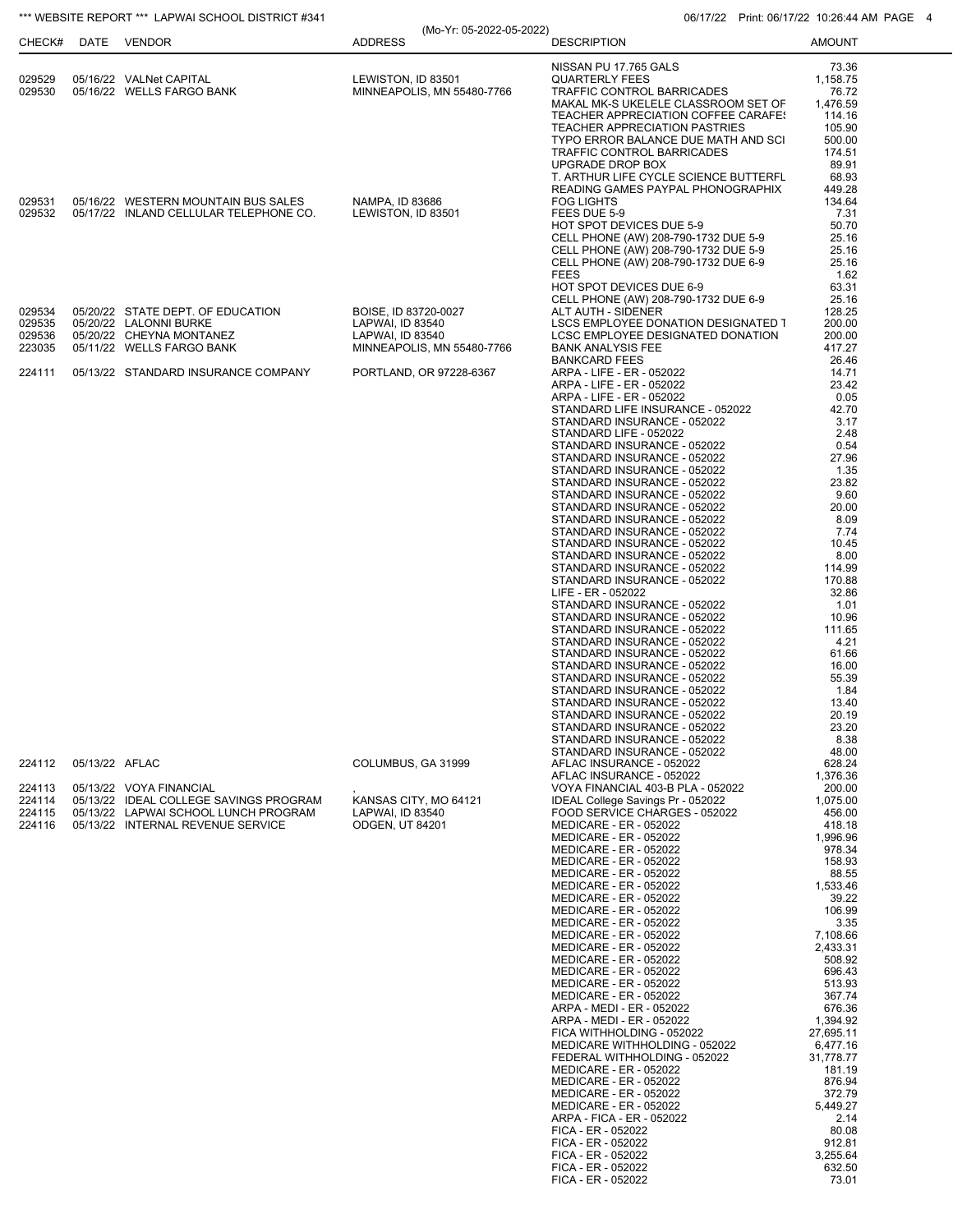*** WEBSITE REPORT *** LAPWAI SCHOOL DISTRICT #341

(Mo-Yr: 05-2022-05-2022)

| CHECK# | DATE | VENDOR | ADDRESS | DESCRIPTION | AMOUNT |
|---|---|---|---|---|---|
| | | | | NISSAN PU 17.765 GALS | 73.36 |
| 029529 | 05/16/22 | VALNet CAPITAL | LEWISTON, ID 83501 | QUARTERLY FEES | 1,158.75 |
| 029530 | 05/16/22 | WELLS FARGO BANK | MINNEAPOLIS, MN 55480-7766 | TRAFFIC CONTROL BARRICADES | 76.72 |
| | | | | MAKAL MK-S UKELELE CLASSROOM SET OF | 1,476.59 |
| | | | | TEACHER APPRECIATION COFFEE CARAFE! | 114.16 |
| | | | | TEACHER APPRECIATION PASTRIES | 105.90 |
| | | | | TYPO ERROR BALANCE DUE MATH AND SCI | 500.00 |
| | | | | TRAFFIC CONTROL BARRICADES | 174.51 |
| | | | | UPGRADE DROP BOX | 89.91 |
| | | | | T. ARTHUR LIFE CYCLE SCIENCE BUTTERFL | 68.93 |
| | | | | READING GAMES PAYPAL PHONOGRAPHIX | 449.28 |
| 029531 | 05/16/22 | WESTERN MOUNTAIN BUS SALES | NAMPA, ID 83686 | FOG LIGHTS | 134.64 |
| 029532 | 05/17/22 | INLAND CELLULAR TELEPHONE CO. | LEWISTON, ID 83501 | FEES DUE 5-9 | 7.31 |
| | | | | HOT SPOT DEVICES DUE 5-9 | 50.70 |
| | | | | CELL PHONE (AW) 208-790-1732 DUE 5-9 | 25.16 |
| | | | | CELL PHONE (AW) 208-790-1732 DUE 5-9 | 25.16 |
| | | | | CELL PHONE (AW) 208-790-1732 DUE 6-9 | 25.16 |
| | | | | FEES | 1.62 |
| | | | | HOT SPOT DEVICES DUE 6-9 | 63.31 |
| | | | | CELL PHONE (AW) 208-790-1732 DUE 6-9 | 25.16 |
| 029534 | 05/20/22 | STATE DEPT. OF EDUCATION | BOISE, ID 83720-0027 | ALT AUTH - SIDENER | 128.25 |
| 029535 | 05/20/22 | LALONNI BURKE | LAPWAI, ID 83540 | LSCS EMPLOYEE DONATION DESIGNATED T | 200.00 |
| 029536 | 05/20/22 | CHEYNA MONTANEZ | LAPWAI, ID 83540 | LCSC EMPLOYEE DESIGNATED DONATION | 200.00 |
| 223035 | 05/11/22 | WELLS FARGO BANK | MINNEAPOLIS, MN 55480-7766 | BANK ANALYSIS FEE | 417.27 |
| | | | | BANKCARD FEES | 26.46 |
| 224111 | 05/13/22 | STANDARD INSURANCE COMPANY | PORTLAND, OR 97228-6367 | ARPA - LIFE - ER - 052022 | 14.71 |
| | | | | ARPA - LIFE - ER - 052022 | 23.42 |
| | | | | ARPA - LIFE - ER - 052022 | 0.05 |
| | | | | STANDARD LIFE INSURANCE - 052022 | 42.70 |
| | | | | STANDARD INSURANCE - 052022 | 3.17 |
| | | | | STANDARD LIFE - 052022 | 2.48 |
| | | | | STANDARD INSURANCE - 052022 | 0.54 |
| | | | | STANDARD INSURANCE - 052022 | 27.96 |
| | | | | STANDARD INSURANCE - 052022 | 1.35 |
| | | | | STANDARD INSURANCE - 052022 | 23.82 |
| | | | | STANDARD INSURANCE - 052022 | 9.60 |
| | | | | STANDARD INSURANCE - 052022 | 20.00 |
| | | | | STANDARD INSURANCE - 052022 | 8.09 |
| | | | | STANDARD INSURANCE - 052022 | 7.74 |
| | | | | STANDARD INSURANCE - 052022 | 10.45 |
| | | | | STANDARD INSURANCE - 052022 | 8.00 |
| | | | | STANDARD INSURANCE - 052022 | 114.99 |
| | | | | STANDARD INSURANCE - 052022 | 170.88 |
| | | | | LIFE - ER - 052022 | 32.86 |
| | | | | STANDARD INSURANCE - 052022 | 1.01 |
| | | | | STANDARD INSURANCE - 052022 | 10.96 |
| | | | | STANDARD INSURANCE - 052022 | 111.65 |
| | | | | STANDARD INSURANCE - 052022 | 4.21 |
| | | | | STANDARD INSURANCE - 052022 | 61.66 |
| | | | | STANDARD INSURANCE - 052022 | 16.00 |
| | | | | STANDARD INSURANCE - 052022 | 55.39 |
| | | | | STANDARD INSURANCE - 052022 | 1.84 |
| | | | | STANDARD INSURANCE - 052022 | 13.40 |
| | | | | STANDARD INSURANCE - 052022 | 20.19 |
| | | | | STANDARD INSURANCE - 052022 | 23.20 |
| | | | | STANDARD INSURANCE - 052022 | 8.38 |
| | | | | STANDARD INSURANCE - 052022 | 48.00 |
| 224112 | 05/13/22 | AFLAC | COLUMBUS, GA 31999 | AFLAC INSURANCE - 052022 | 628.24 |
| | | | | AFLAC INSURANCE - 052022 | 1,376.36 |
| 224113 | 05/13/22 | VOYA FINANCIAL | , | VOYA FINANCIAL 403-B PLA - 052022 | 200.00 |
| 224114 | 05/13/22 | IDEAL COLLEGE SAVINGS PROGRAM | KANSAS CITY, MO 64121 | IDEAL College Savings Pr - 052022 | 1,075.00 |
| 224115 | 05/13/22 | LAPWAI SCHOOL LUNCH PROGRAM | LAPWAI, ID 83540 | FOOD SERVICE CHARGES - 052022 | 456.00 |
| 224116 | 05/13/22 | INTERNAL REVENUE SERVICE | ODGEN, UT 84201 | MEDICARE - ER - 052022 | 418.18 |
| | | | | MEDICARE - ER - 052022 | 1,996.96 |
| | | | | MEDICARE - ER - 052022 | 978.34 |
| | | | | MEDICARE - ER - 052022 | 158.93 |
| | | | | MEDICARE - ER - 052022 | 88.55 |
| | | | | MEDICARE - ER - 052022 | 1,533.46 |
| | | | | MEDICARE - ER - 052022 | 39.22 |
| | | | | MEDICARE - ER - 052022 | 106.99 |
| | | | | MEDICARE - ER - 052022 | 3.35 |
| | | | | MEDICARE - ER - 052022 | 7,108.66 |
| | | | | MEDICARE - ER - 052022 | 2,433.31 |
| | | | | MEDICARE - ER - 052022 | 508.92 |
| | | | | MEDICARE - ER - 052022 | 696.43 |
| | | | | MEDICARE - ER - 052022 | 513.93 |
| | | | | MEDICARE - ER - 052022 | 367.74 |
| | | | | ARPA - MEDI - ER - 052022 | 676.36 |
| | | | | ARPA - MEDI - ER - 052022 | 1,394.92 |
| | | | | FICA WITHHOLDING - 052022 | 27,695.11 |
| | | | | MEDICARE WITHHOLDING - 052022 | 6,477.16 |
| | | | | FEDERAL WITHHOLDING - 052022 | 31,778.77 |
| | | | | MEDICARE - ER - 052022 | 181.19 |
| | | | | MEDICARE - ER - 052022 | 876.94 |
| | | | | MEDICARE - ER - 052022 | 372.79 |
| | | | | MEDICARE - ER - 052022 | 5,449.27 |
| | | | | ARPA - FICA - ER - 052022 | 2.14 |
| | | | | FICA - ER - 052022 | 80.08 |
| | | | | FICA - ER - 052022 | 912.81 |
| | | | | FICA - ER - 052022 | 3,255.64 |
| | | | | FICA - ER - 052022 | 632.50 |
| | | | | FICA - ER - 052022 | 73.01 |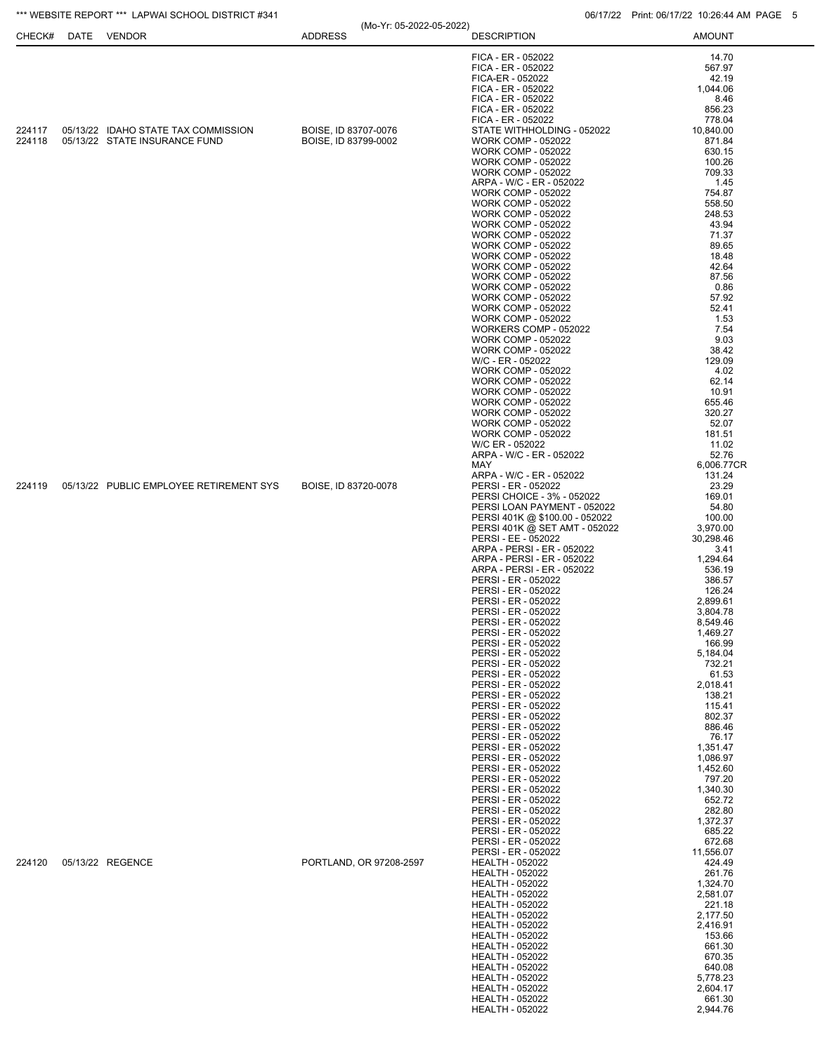| CHECK# | DATE | VENDOR | ADDRESS | DESCRIPTION | AMOUNT |
|---|---|---|---|---|---|
| | | | | FICA - ER - 052022 | 14.70 |
| | | | | FICA - ER - 052022 | 567.97 |
| | | | | FICA-ER - 052022 | 42.19 |
| | | | | FICA - ER - 052022 | 1,044.06 |
| | | | | FICA - ER - 052022 | 8.46 |
| | | | | FICA - ER - 052022 | 856.23 |
| | | | | FICA - ER - 052022 | 778.04 |
| 224117 | 05/13/22 | IDAHO STATE TAX COMMISSION | BOISE, ID 83707-0076 | STATE WITHHOLDING - 052022 | 10,840.00 |
| 224118 | 05/13/22 | STATE INSURANCE FUND | BOISE, ID 83799-0002 | WORK COMP - 052022 | 871.84 |
| | | | | WORK COMP - 052022 | 630.15 |
| | | | | WORK COMP - 052022 | 100.26 |
| | | | | WORK COMP - 052022 | 709.33 |
| | | | | ARPA - W/C - ER - 052022 | 1.45 |
| | | | | WORK COMP - 052022 | 754.87 |
| | | | | WORK COMP - 052022 | 558.50 |
| | | | | WORK COMP - 052022 | 248.53 |
| | | | | WORK COMP - 052022 | 43.94 |
| | | | | WORK COMP - 052022 | 71.37 |
| | | | | WORK COMP - 052022 | 89.65 |
| | | | | WORK COMP - 052022 | 18.48 |
| | | | | WORK COMP - 052022 | 42.64 |
| | | | | WORK COMP - 052022 | 87.56 |
| | | | | WORK COMP - 052022 | 0.86 |
| | | | | WORK COMP - 052022 | 57.92 |
| | | | | WORK COMP - 052022 | 52.41 |
| | | | | WORK COMP - 052022 | 1.53 |
| | | | | WORKERS COMP - 052022 | 7.54 |
| | | | | WORK COMP - 052022 | 9.03 |
| | | | | WORK COMP - 052022 | 38.42 |
| | | | | W/C - ER - 052022 | 129.09 |
| | | | | WORK COMP - 052022 | 4.02 |
| | | | | WORK COMP - 052022 | 62.14 |
| | | | | WORK COMP - 052022 | 10.91 |
| | | | | WORK COMP - 052022 | 655.46 |
| | | | | WORK COMP - 052022 | 320.27 |
| | | | | WORK COMP - 052022 | 52.07 |
| | | | | WORK COMP - 052022 | 181.51 |
| | | | | W/C ER - 052022 | 11.02 |
| | | | | ARPA - W/C - ER - 052022 | 52.76 |
| | | | | MAY | 6,006.77CR |
| | | | | ARPA - W/C - ER - 052022 | 131.24 |
| 224119 | 05/13/22 | PUBLIC EMPLOYEE RETIREMENT SYS | BOISE, ID 83720-0078 | PERSI - ER - 052022 | 23.29 |
| | | | | PERSI CHOICE - 3% - 052022 | 169.01 |
| | | | | PERSI LOAN PAYMENT - 052022 | 54.80 |
| | | | | PERSI 401K @ $100.00 - 052022 | 100.00 |
| | | | | PERSI 401K @ SET AMT - 052022 | 3,970.00 |
| | | | | PERSI - EE - 052022 | 30,298.46 |
| | | | | ARPA - PERSI - ER - 052022 | 3.41 |
| | | | | ARPA - PERSI - ER - 052022 | 1,294.64 |
| | | | | ARPA - PERSI - ER - 052022 | 536.19 |
| | | | | PERSI - ER - 052022 | 386.57 |
| | | | | PERSI - ER - 052022 | 126.24 |
| | | | | PERSI - ER - 052022 | 2,899.61 |
| | | | | PERSI - ER - 052022 | 3,804.78 |
| | | | | PERSI - ER - 052022 | 8,549.46 |
| | | | | PERSI - ER - 052022 | 1,469.27 |
| | | | | PERSI - ER - 052022 | 166.99 |
| | | | | PERSI - ER - 052022 | 5,184.04 |
| | | | | PERSI - ER - 052022 | 732.21 |
| | | | | PERSI - ER - 052022 | 61.53 |
| | | | | PERSI - ER - 052022 | 2,018.41 |
| | | | | PERSI - ER - 052022 | 138.21 |
| | | | | PERSI - ER - 052022 | 115.41 |
| | | | | PERSI - ER - 052022 | 802.37 |
| | | | | PERSI - ER - 052022 | 886.46 |
| | | | | PERSI - ER - 052022 | 76.17 |
| | | | | PERSI - ER - 052022 | 1,351.47 |
| | | | | PERSI - ER - 052022 | 1,086.97 |
| | | | | PERSI - ER - 052022 | 1,452.60 |
| | | | | PERSI - ER - 052022 | 797.20 |
| | | | | PERSI - ER - 052022 | 1,340.30 |
| | | | | PERSI - ER - 052022 | 652.72 |
| | | | | PERSI - ER - 052022 | 282.80 |
| | | | | PERSI - ER - 052022 | 1,372.37 |
| | | | | PERSI - ER - 052022 | 685.22 |
| | | | | PERSI - ER - 052022 | 672.68 |
| | | | | PERSI - ER - 052022 | 11,556.07 |
| 224120 | 05/13/22 | REGENCE | PORTLAND, OR 97208-2597 | HEALTH - 052022 | 424.49 |
| | | | | HEALTH - 052022 | 261.76 |
| | | | | HEALTH - 052022 | 1,324.70 |
| | | | | HEALTH - 052022 | 2,581.07 |
| | | | | HEALTH - 052022 | 221.18 |
| | | | | HEALTH - 052022 | 2,177.50 |
| | | | | HEALTH - 052022 | 2,416.91 |
| | | | | HEALTH - 052022 | 153.66 |
| | | | | HEALTH - 052022 | 661.30 |
| | | | | HEALTH - 052022 | 670.35 |
| | | | | HEALTH - 052022 | 640.08 |
| | | | | HEALTH - 052022 | 5,778.23 |
| | | | | HEALTH - 052022 | 2,604.17 |
| | | | | HEALTH - 052022 | 661.30 |
| | | | | HEALTH - 052022 | 2,944.76 |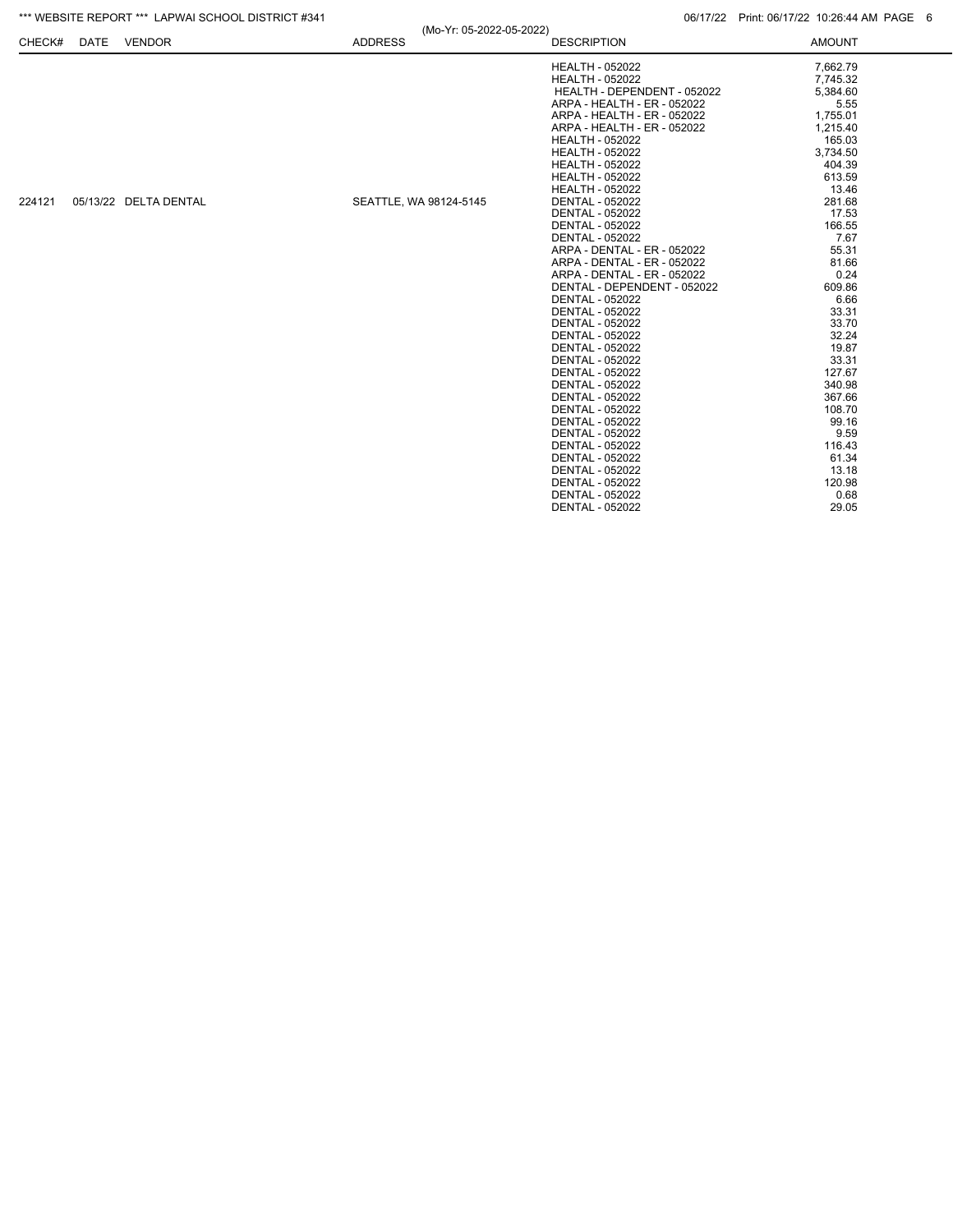| CHECK# | DATE | VENDOR | ADDRESS | DESCRIPTION | AMOUNT |
|---|---|---|---|---|---|
| | | | | HEALTH - 052022 | 7,662.79 |
| | | | | HEALTH - 052022 | 7,745.32 |
| | | | | HEALTH - DEPENDENT - 052022 | 5,384.60 |
| | | | | ARPA - HEALTH - ER - 052022 | 5.55 |
| | | | | ARPA - HEALTH - ER - 052022 | 1,755.01 |
| | | | | ARPA - HEALTH - ER - 052022 | 1,215.40 |
| | | | | HEALTH - 052022 | 165.03 |
| | | | | HEALTH - 052022 | 3,734.50 |
| | | | | HEALTH - 052022 | 404.39 |
| | | | | HEALTH - 052022 | 613.59 |
| | | | | HEALTH - 052022 | 13.46 |
| 224121 | 05/13/22 | DELTA DENTAL | SEATTLE, WA 98124-5145 | DENTAL - 052022 | 281.68 |
| | | | | DENTAL - 052022 | 17.53 |
| | | | | DENTAL - 052022 | 166.55 |
| | | | | DENTAL - 052022 | 7.67 |
| | | | | ARPA - DENTAL - ER - 052022 | 55.31 |
| | | | | ARPA - DENTAL - ER - 052022 | 81.66 |
| | | | | ARPA - DENTAL - ER - 052022 | 0.24 |
| | | | | DENTAL - DEPENDENT - 052022 | 609.86 |
| | | | | DENTAL - 052022 | 6.66 |
| | | | | DENTAL - 052022 | 33.31 |
| | | | | DENTAL - 052022 | 33.70 |
| | | | | DENTAL - 052022 | 32.24 |
| | | | | DENTAL - 052022 | 19.87 |
| | | | | DENTAL - 052022 | 33.31 |
| | | | | DENTAL - 052022 | 127.67 |
| | | | | DENTAL - 052022 | 340.98 |
| | | | | DENTAL - 052022 | 367.66 |
| | | | | DENTAL - 052022 | 108.70 |
| | | | | DENTAL - 052022 | 99.16 |
| | | | | DENTAL - 052022 | 9.59 |
| | | | | DENTAL - 052022 | 116.43 |
| | | | | DENTAL - 052022 | 61.34 |
| | | | | DENTAL - 052022 | 13.18 |
| | | | | DENTAL - 052022 | 120.98 |
| | | | | DENTAL - 052022 | 0.68 |
| | | | | DENTAL - 052022 | 29.05 |